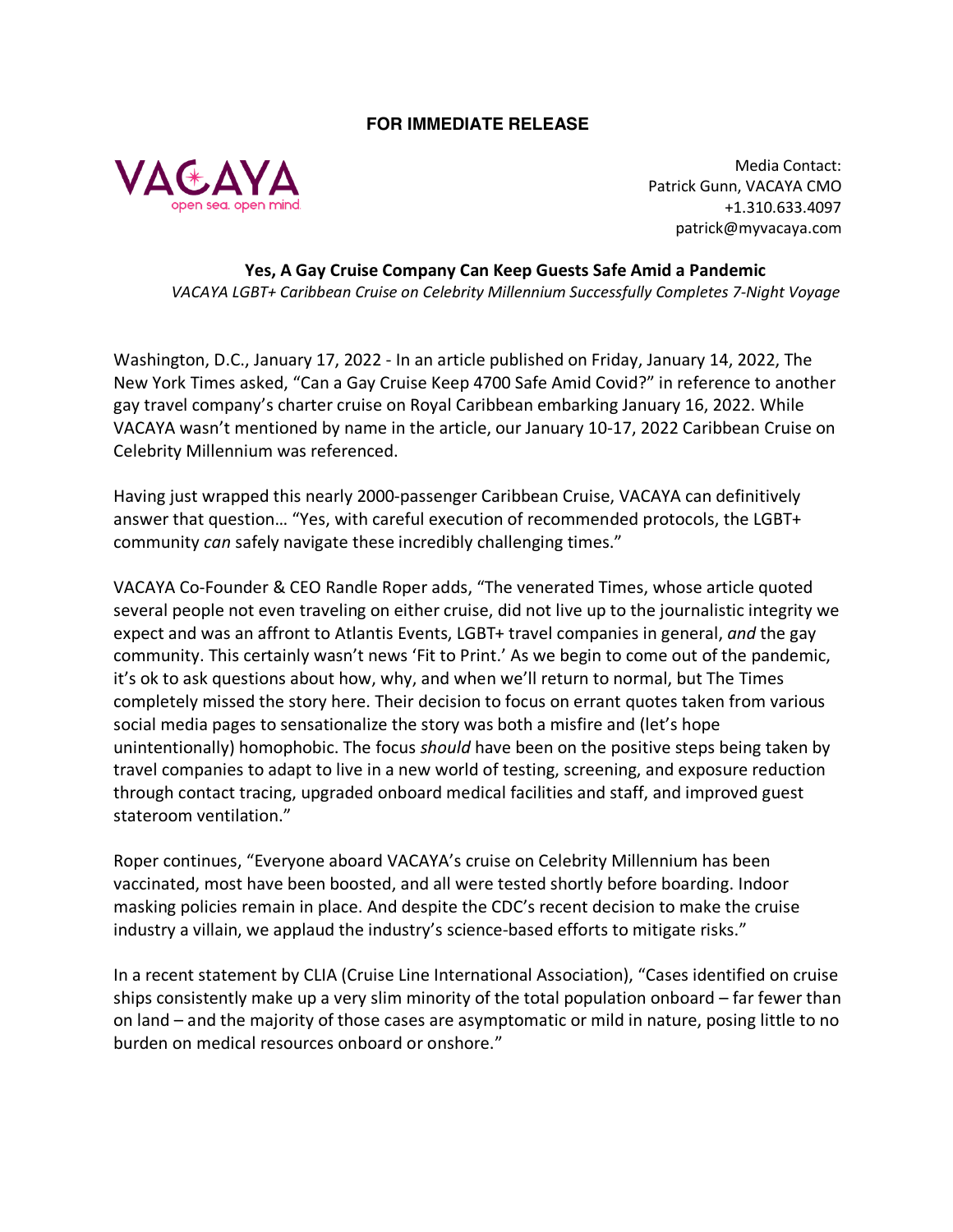**FOR IMMEDIATE RELEASE**

VACAYA
open sea. open mind.

Media Contact:
Patrick Gunn, VACAYA CMO
+1.310.633.4097
patrick@myvacaya.com

## Yes, A Gay Cruise Company Can Keep Guests Safe Amid a Pandemic

*VACAYA LGBT+ Caribbean Cruise on Celebrity Millennium Successfully Completes 7-Night Voyage*

Washington, D.C., January 17, 2022 - In an article published on Friday, January 14, 2022, The New York Times asked, "Can a Gay Cruise Keep 4700 Safe Amid Covid?" in reference to another gay travel company's charter cruise on Royal Caribbean embarking January 16, 2022. While VACAYA wasn't mentioned by name in the article, our January 10-17, 2022 Caribbean Cruise on Celebrity Millennium was referenced.

Having just wrapped this nearly 2000-passenger Caribbean Cruise, VACAYA can definitively answer that question… "Yes, with careful execution of recommended protocols, the LGBT+ community *can* safely navigate these incredibly challenging times."

VACAYA Co-Founder & CEO Randle Roper adds, "The venerated Times, whose article quoted several people not even traveling on either cruise, did not live up to the journalistic integrity we expect and was an affront to Atlantis Events, LGBT+ travel companies in general, *and* the gay community. This certainly wasn't news 'Fit to Print.' As we begin to come out of the pandemic, it's ok to ask questions about how, why, and when we'll return to normal, but The Times completely missed the story here. Their decision to focus on errant quotes taken from various social media pages to sensationalize the story was both a misfire and (let's hope unintentionally) homophobic. The focus *should* have been on the positive steps being taken by travel companies to adapt to live in a new world of testing, screening, and exposure reduction through contact tracing, upgraded onboard medical facilities and staff, and improved guest stateroom ventilation."

Roper continues, "Everyone aboard VACAYA's cruise on Celebrity Millennium has been vaccinated, most have been boosted, and all were tested shortly before boarding. Indoor masking policies remain in place. And despite the CDC's recent decision to make the cruise industry a villain, we applaud the industry's science-based efforts to mitigate risks."

In a recent statement by CLIA (Cruise Line International Association), "Cases identified on cruise ships consistently make up a very slim minority of the total population onboard – far fewer than on land – and the majority of those cases are asymptomatic or mild in nature, posing little to no burden on medical resources onboard or onshore."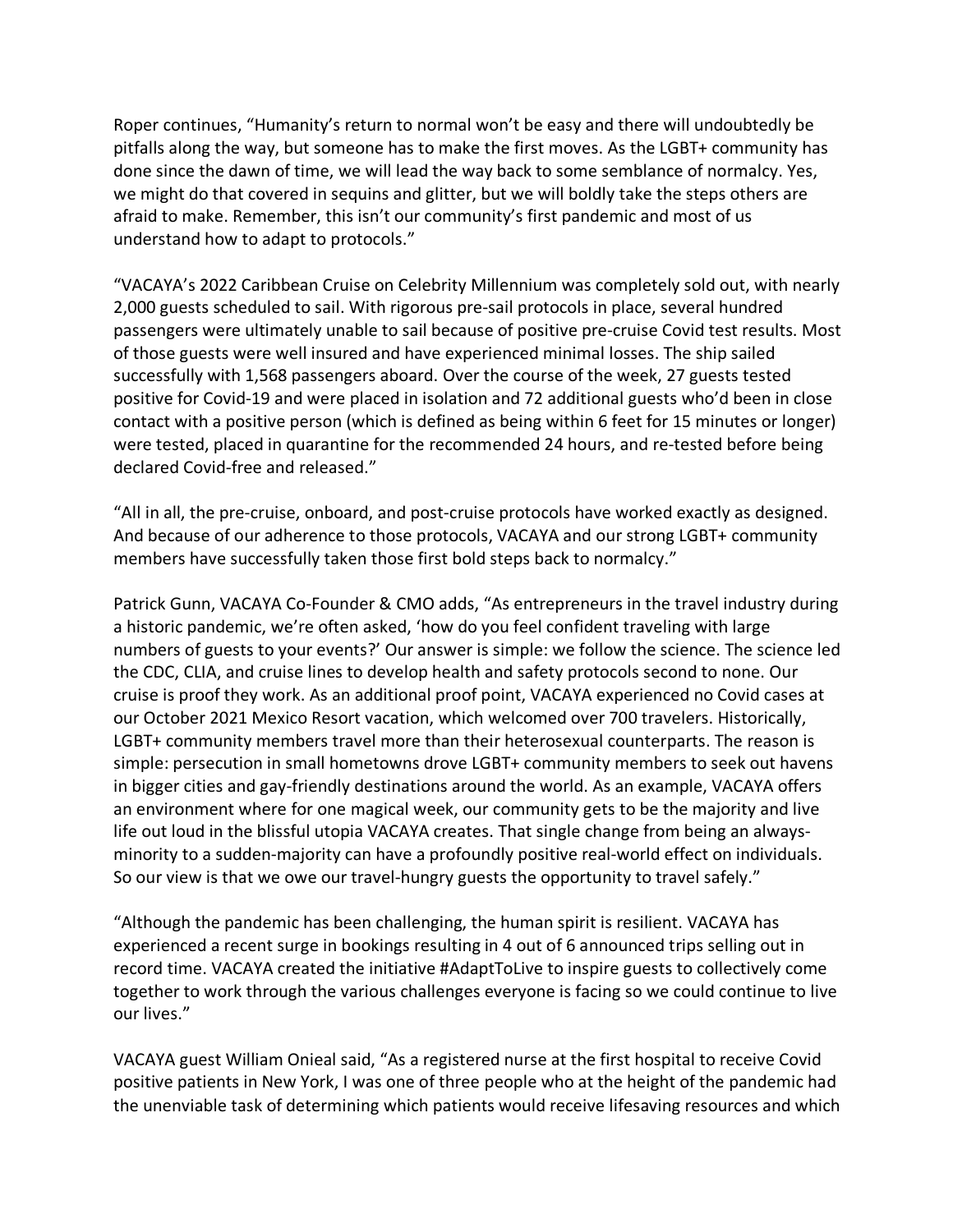Roper continues, “Humanity’s return to normal won’t be easy and there will undoubtedly be pitfalls along the way, but someone has to make the first moves. As the LGBT+ community has done since the dawn of time, we will lead the way back to some semblance of normalcy. Yes, we might do that covered in sequins and glitter, but we will boldly take the steps others are afraid to make. Remember, this isn’t our community’s first pandemic and most of us understand how to adapt to protocols.”

“VACAYA’s 2022 Caribbean Cruise on Celebrity Millennium was completely sold out, with nearly 2,000 guests scheduled to sail. With rigorous pre-sail protocols in place, several hundred passengers were ultimately unable to sail because of positive pre-cruise Covid test results. Most of those guests were well insured and have experienced minimal losses. The ship sailed successfully with 1,568 passengers aboard. Over the course of the week, 27 guests tested positive for Covid-19 and were placed in isolation and 72 additional guests who’d been in close contact with a positive person (which is defined as being within 6 feet for 15 minutes or longer) were tested, placed in quarantine for the recommended 24 hours, and re-tested before being declared Covid-free and released.”

“All in all, the pre-cruise, onboard, and post-cruise protocols have worked exactly as designed. And because of our adherence to those protocols, VACAYA and our strong LGBT+ community members have successfully taken those first bold steps back to normalcy.”

Patrick Gunn, VACAYA Co-Founder & CMO adds, “As entrepreneurs in the travel industry during a historic pandemic, we’re often asked, ‘how do you feel confident traveling with large numbers of guests to your events?’ Our answer is simple: we follow the science. The science led the CDC, CLIA, and cruise lines to develop health and safety protocols second to none. Our cruise is proof they work. As an additional proof point, VACAYA experienced no Covid cases at our October 2021 Mexico Resort vacation, which welcomed over 700 travelers. Historically, LGBT+ community members travel more than their heterosexual counterparts. The reason is simple: persecution in small hometowns drove LGBT+ community members to seek out havens in bigger cities and gay-friendly destinations around the world. As an example, VACAYA offers an environment where for one magical week, our community gets to be the majority and live life out loud in the blissful utopia VACAYA creates. That single change from being an always-minority to a sudden-majority can have a profoundly positive real-world effect on individuals. So our view is that we owe our travel-hungry guests the opportunity to travel safely.”

“Although the pandemic has been challenging, the human spirit is resilient. VACAYA has experienced a recent surge in bookings resulting in 4 out of 6 announced trips selling out in record time. VACAYA created the initiative #AdaptToLive to inspire guests to collectively come together to work through the various challenges everyone is facing so we could continue to live our lives.”

VACAYA guest William Onieal said, “As a registered nurse at the first hospital to receive Covid positive patients in New York, I was one of three people who at the height of the pandemic had the unenviable task of determining which patients would receive lifesaving resources and which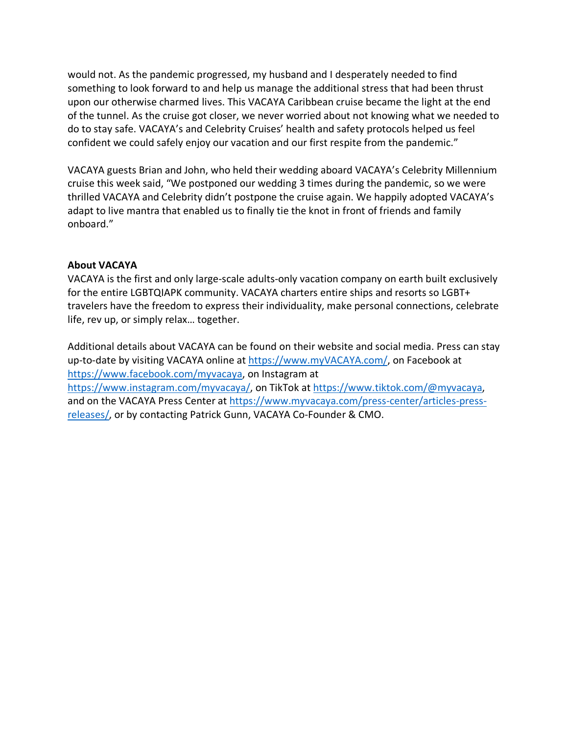would not. As the pandemic progressed, my husband and I desperately needed to find something to look forward to and help us manage the additional stress that had been thrust upon our otherwise charmed lives. This VACAYA Caribbean cruise became the light at the end of the tunnel. As the cruise got closer, we never worried about not knowing what we needed to do to stay safe. VACAYA's and Celebrity Cruises' health and safety protocols helped us feel confident we could safely enjoy our vacation and our first respite from the pandemic."

VACAYA guests Brian and John, who held their wedding aboard VACAYA's Celebrity Millennium cruise this week said, "We postponed our wedding 3 times during the pandemic, so we were thrilled VACAYA and Celebrity didn't postpone the cruise again. We happily adopted VACAYA's adapt to live mantra that enabled us to finally tie the knot in front of friends and family onboard."

**About VACAYA**

VACAYA is the first and only large-scale adults-only vacation company on earth built exclusively for the entire LGBTQIAPK community. VACAYA charters entire ships and resorts so LGBT+ travelers have the freedom to express their individuality, make personal connections, celebrate life, rev up, or simply relax… together.

Additional details about VACAYA can be found on their website and social media. Press can stay up-to-date by visiting VACAYA online at [https://www.myVACAYA.com/](https://www.myVACAYA.com/), on Facebook at [https://www.facebook.com/myvacaya](https://www.facebook.com/myvacaya), on Instagram at [https://www.instagram.com/myvacaya/](https://www.instagram.com/myvacaya/), on TikTok at [https://www.tiktok.com/@myvacaya](https://www.tiktok.com/@myvacaya), and on the VACAYA Press Center at [https://www.myvacaya.com/press-center/articles-press-releases/](https://www.myvacaya.com/press-center/articles-press-releases/), or by contacting Patrick Gunn, VACAYA Co-Founder & CMO.